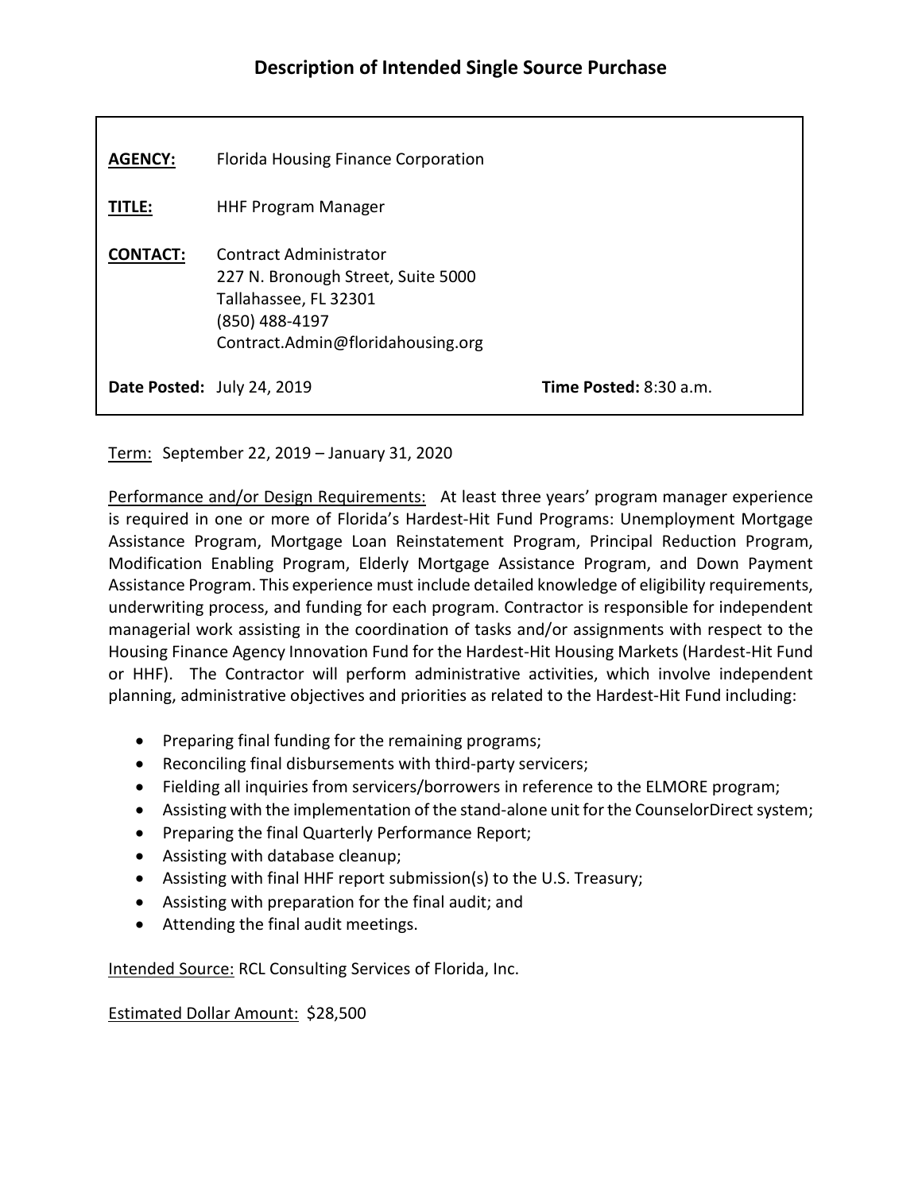# Description of Intended Single Source Purchase

**AGENCY:** Florida Housing Finance Corporation

**TITLE:** HHF Program Manager

**CONTACT:** Contract Administrator
227 N. Bronough Street, Suite 5000
Tallahassee, FL 32301
(850) 488-4197
Contract.Admin@floridahousing.org

**Date Posted:** July 24, 2019 **Time Posted:** 8:30 a.m.

Term: September 22, 2019 – January 31, 2020

Performance and/or Design Requirements: At least three years' program manager experience is required in one or more of Florida's Hardest-Hit Fund Programs: Unemployment Mortgage Assistance Program, Mortgage Loan Reinstatement Program, Principal Reduction Program, Modification Enabling Program, Elderly Mortgage Assistance Program, and Down Payment Assistance Program. This experience must include detailed knowledge of eligibility requirements, underwriting process, and funding for each program. Contractor is responsible for independent managerial work assisting in the coordination of tasks and/or assignments with respect to the Housing Finance Agency Innovation Fund for the Hardest-Hit Housing Markets (Hardest-Hit Fund or HHF). The Contractor will perform administrative activities, which involve independent planning, administrative objectives and priorities as related to the Hardest-Hit Fund including:

- Preparing final funding for the remaining programs;
- Reconciling final disbursements with third-party servicers;
- Fielding all inquiries from servicers/borrowers in reference to the ELMORE program;
- Assisting with the implementation of the stand-alone unit for the CounselorDirect system;
- Preparing the final Quarterly Performance Report;
- Assisting with database cleanup;
- Assisting with final HHF report submission(s) to the U.S. Treasury;
- Assisting with preparation for the final audit; and
- Attending the final audit meetings.

Intended Source: RCL Consulting Services of Florida, Inc.

Estimated Dollar Amount: $28,500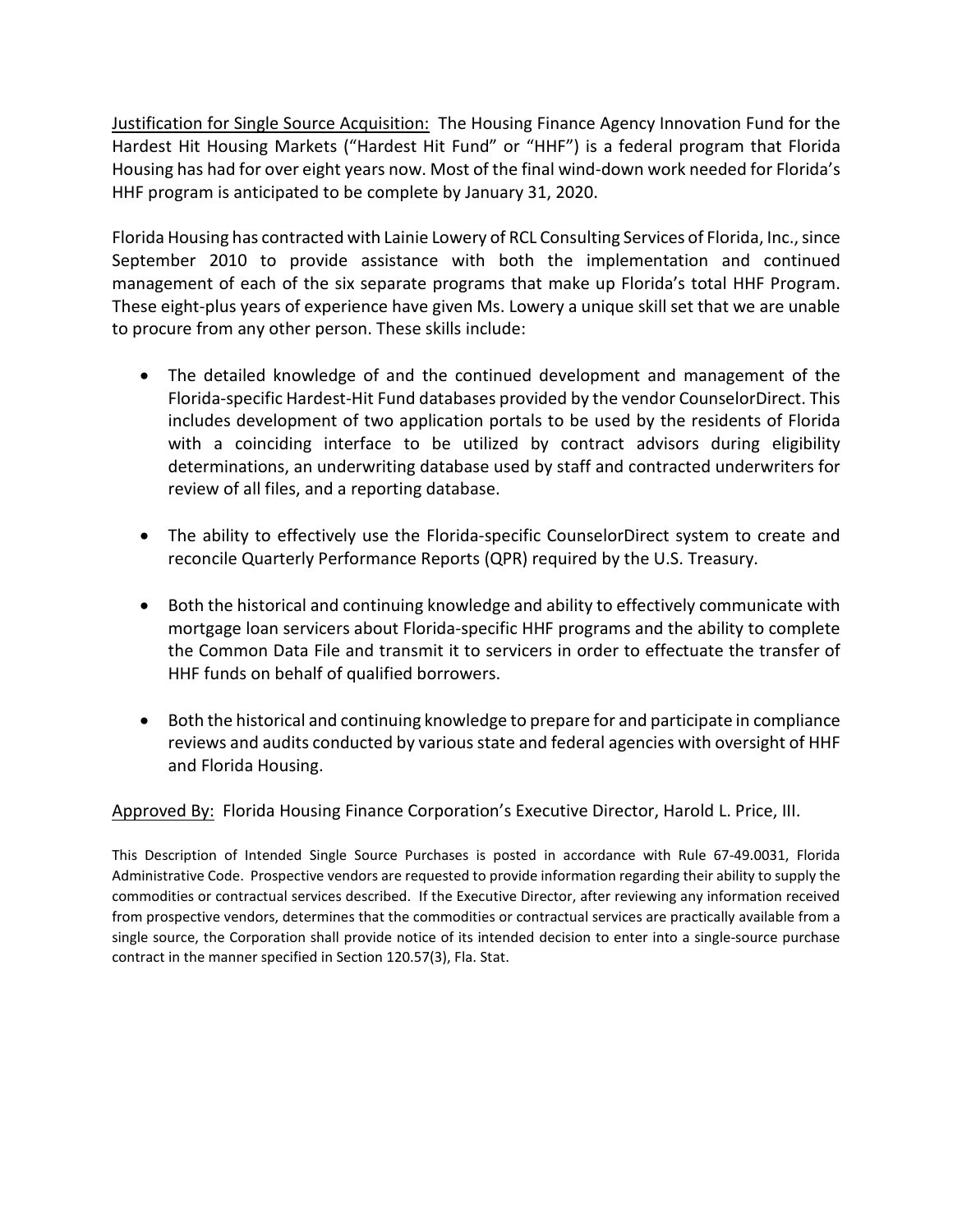<u>Justification for Single Source Acquisition:</u> The Housing Finance Agency Innovation Fund for the Hardest Hit Housing Markets ("Hardest Hit Fund" or "HHF") is a federal program that Florida Housing has had for over eight years now. Most of the final wind-down work needed for Florida's HHF program is anticipated to be complete by January 31, 2020.

Florida Housing has contracted with Lainie Lowery of RCL Consulting Services of Florida, Inc., since September 2010 to provide assistance with both the implementation and continued management of each of the six separate programs that make up Florida's total HHF Program. These eight-plus years of experience have given Ms. Lowery a unique skill set that we are unable to procure from any other person. These skills include:

- The detailed knowledge of and the continued development and management of the Florida-specific Hardest-Hit Fund databases provided by the vendor CounselorDirect. This includes development of two application portals to be used by the residents of Florida with a coinciding interface to be utilized by contract advisors during eligibility determinations, an underwriting database used by staff and contracted underwriters for review of all files, and a reporting database.

- The ability to effectively use the Florida-specific CounselorDirect system to create and reconcile Quarterly Performance Reports (QPR) required by the U.S. Treasury.

- Both the historical and continuing knowledge and ability to effectively communicate with mortgage loan servicers about Florida-specific HHF programs and the ability to complete the Common Data File and transmit it to servicers in order to effectuate the transfer of HHF funds on behalf of qualified borrowers.

- Both the historical and continuing knowledge to prepare for and participate in compliance reviews and audits conducted by various state and federal agencies with oversight of HHF and Florida Housing.

<u>Approved By:</u> Florida Housing Finance Corporation's Executive Director, Harold L. Price, III.

This Description of Intended Single Source Purchases is posted in accordance with Rule 67-49.0031, Florida Administrative Code. Prospective vendors are requested to provide information regarding their ability to supply the commodities or contractual services described. If the Executive Director, after reviewing any information received from prospective vendors, determines that the commodities or contractual services are practically available from a single source, the Corporation shall provide notice of its intended decision to enter into a single-source purchase contract in the manner specified in Section 120.57(3), Fla. Stat.